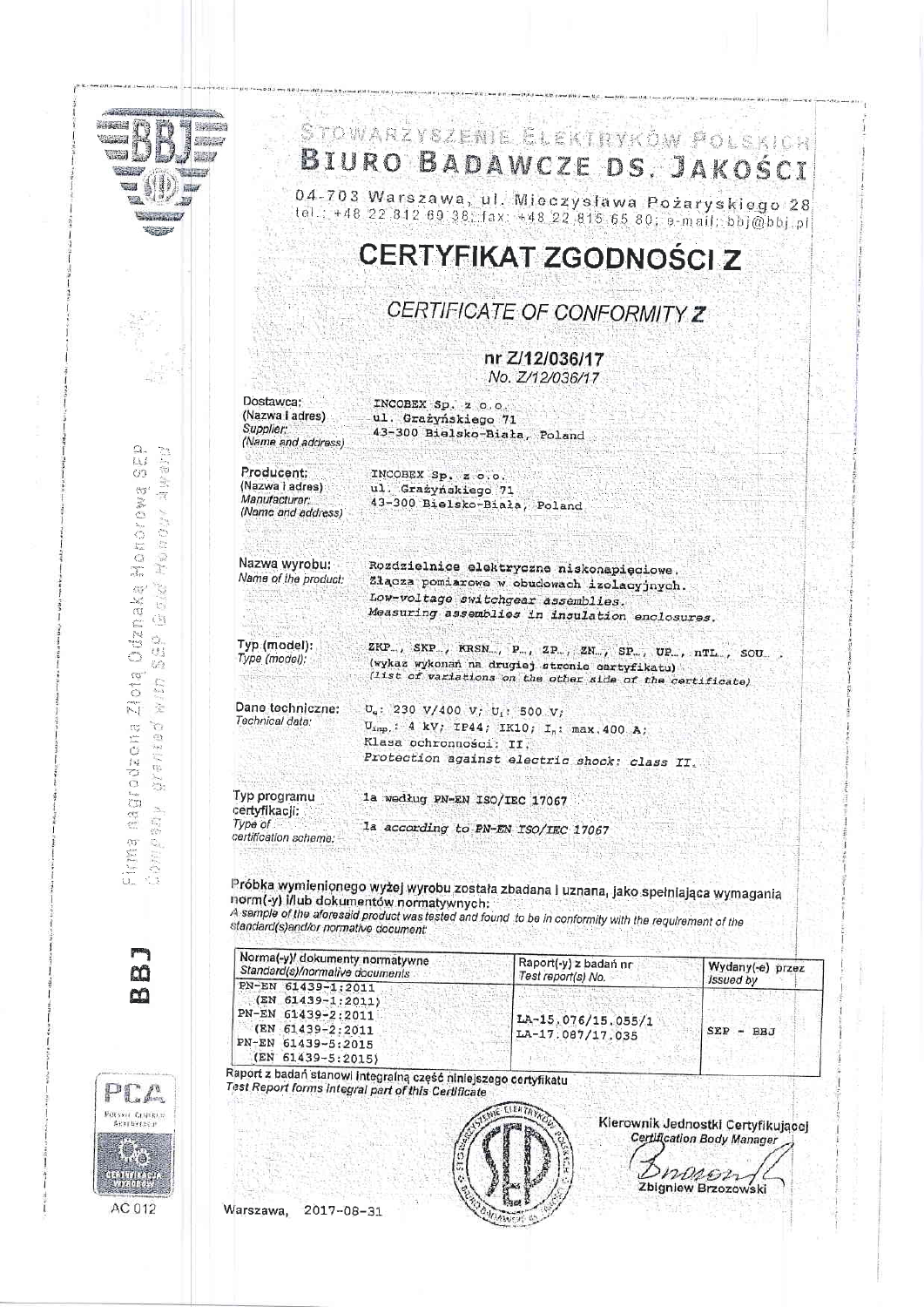STOWARZYSZENIE ELEKTRYKÓW POLSKICH

# BIURO BADAWCZE DS. JAKOŚCI

04-703 Warszawa, ul. Mieczysława Pożaryskiego 28
tel.: +48 22 812 69 38; fax: +48 22 815 65 80; e-mail: bbj@bbj.pl

# CERTYFIKAT ZGODNOŚCI Z

## *CERTIFICATE OF CONFORMITY* ***Z***

### nr Z/12/036/17
*No. Z/12/036/17*

**Dostawca:** (Nazwa i adres) *Supplier: (Name and address)*
INCOBEX Sp. z o.o.
ul. Grażyńskiego 71
43-300 Bielsko-Biała, Poland

**Producent:** (Nazwa i adres) *Manufacturer: (Name and address)*
INCOBEX Sp. z o.o.
ul. Grażyńskiego 71
43-300 Bielsko-Biała, Poland

**Nazwa wyrobu:** *Name of the product:*
Rozdzielnice elektryczne niskonapięciowe.
Złącza pomiarowe w obudowach izolacyjnych.
*Low-voltage switchgear assemblies.*
*Measuring assemblies in insulation enclosures.*

**Typ (model):** *Type (model):*
ZKP..., SKP..., KRSN..., P..., ZP..., ZN..., SP..., UP..., nTL..., SOU... .
(wykaz wykonań na drugiej stronie certyfikatu)
*(list of variations on the other side of the certificate)*

**Dane techniczne:** *Technical data:*
$U_e$: 230 V/400 V; $U_i$: 500 V;
$U_{imp.}$: 4 kV; IP44; IK10; $I_n$: max.400 A;
Klasa ochronności: II.
*Protection against electric shock: class II.*

**Typ programu certyfikacji:** *Type of certification scheme:*
1a według PN-EN ISO/IEC 17067
*1a according to PN-EN ISO/IEC 17067*

Próbka wymienionego wyżej wyrobu została zbadana i uznana, jako spełniająca wymagania norm(-y) i/lub dokumentów normatywnych:
*A sample of the aforesaid product was tested and found to be in conformity with the requirement of the standard(s)and/or normative document:*

| Norma(-y)/ dokumenty normatywne *Standard(s)/normative documents* | Raport(-y) z badań nr *Test report(s) No.* | Wydany(-e) przez *Issued by* |
|---|---|---|
| PN-EN 61439-1:2011 (EN 61439-1:2011) PN-EN 61439-2:2011 (EN 61439-2:2011) PN-EN 61439-5:2015 (EN 61439-5:2015) | LA-15.076/15.055/1 LA-17.087/17.035 | SEP - BBJ |

Raport z badań stanowi integralną część niniejszego certyfikatu
*Test Report forms integral part of this Certificate*

Warszawa, 2017-08-31

Kierownik Jednostki Certyfikującej
*Certification Body Manager*

Zbigniew Brzozowski

Firma nagrodzona Złotą Odznaką Honorową SEP
*Company granted with SEP Gold Honour Award*

BBJ

AC 012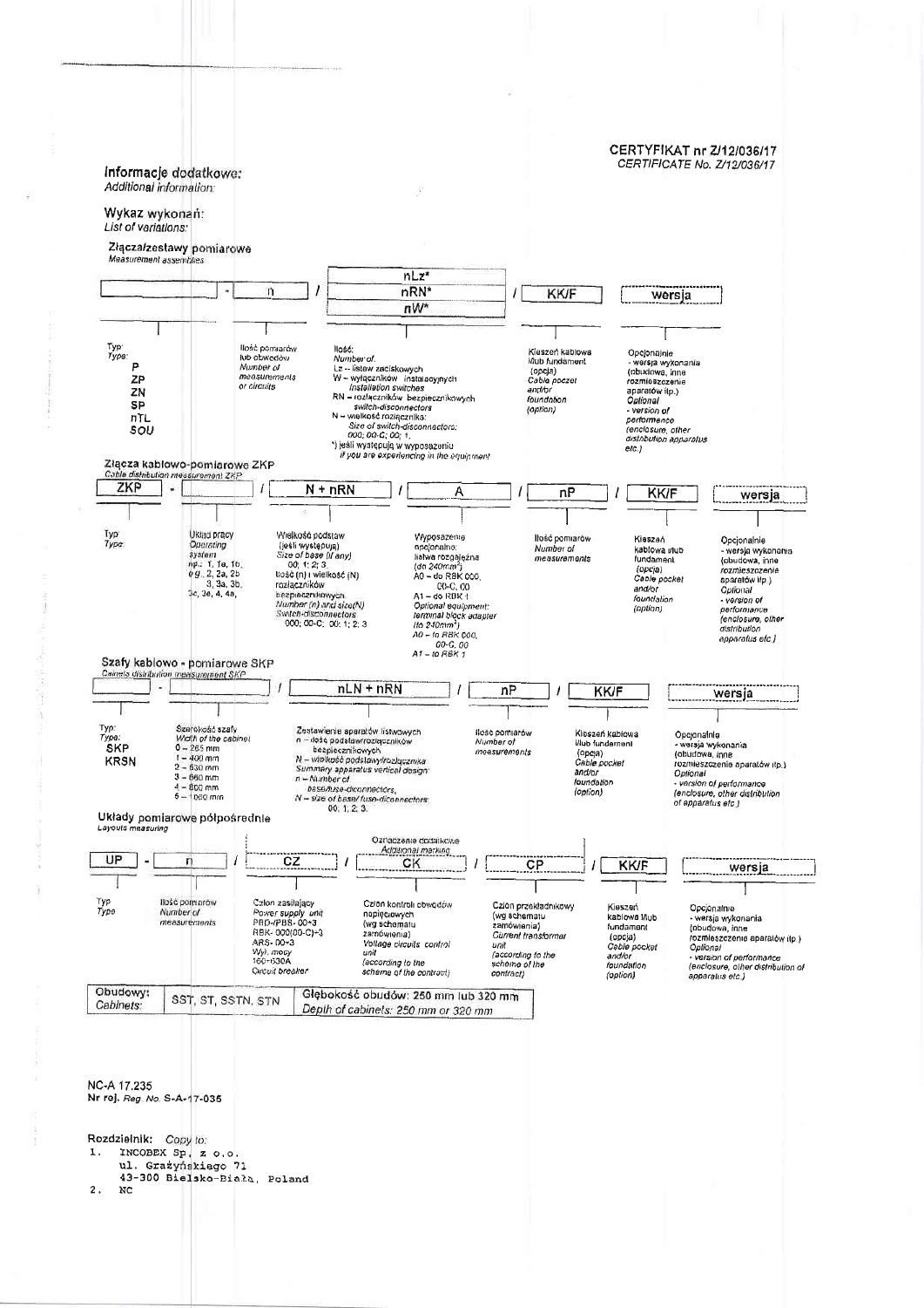**CERTYFIKAT nr Z/12/036/17**
*CERTIFICATE No. Z/12/036/17*

## Informacje dodatkowe:
*Additional information:*

### Wykaz wykonań:
*List of variations:*

#### Złącza/zestawy pomiarowe
*Measurement assemblies*

| | - n | / nLz* / nRN* / nW* | / KK/F | wersja |
|---|---|---|---|---|
| Typ: *Type:* P, ZP, ZN, SP, nTL, SOU | Ilość pomiarów lub obwodów *Number of measurements or circuits* | Ilość: *Number of:* Lz – listew zaciskowych *installation switches* W – wyłączników instalacyjnych RN – rozłączników bezpiecznikowych *switch-disconnectors* N – wielkość rozłącznika: *Size of switch-disconnectors:* 000; 00-C; 00; 1. *) jeśli występują w wyposażeniu *if you are experiencing in the equipment* | Kieszeń kablowa i/lub fundament (opcja) *Cable pocket and/or foundation (option)* | Opcjonalnie - wersja wykonania (obudowa, inne rozmieszczenie aparatów itp.) *Optional - version of performance (enclosure, other distribution apparatus etc.)* |

#### Złącza kablowo-pomiarowe ZKP
*Cable distribution measurement ZKP*

| ZKP - | / N + nRN | / A | / nP | / KK/F | wersja |
|---|---|---|---|---|---|
| Typ: *Type:* | Układ pracy *Operating system* np.: 1, 1a, 1b, *e.g.* 2, 2a, 2b, 3, 3a, 3b, 3c, 3e, 4, 4a, | Wielkość podstaw (jeśli występują) *Size of base (if any)* 00; 1; 2; 3. Ilość (n) i wielkość (N) rozłączników bezpiecznikowych *Number (n) and size(N) Switch-disconnectors* 000; 00-C; 00; 1; 2; 3 | Wyposażenie opcjonalne: listwa rozgałęźna (do 240mm²) A0 – do RBK 000, 00-C, 00 A1 – do RBK 1 *Optional equipment: terminal block adapter (to 240mm²) A0 – to RBK 000, 00-C, 00 A1 – to RBK 1* | Ilość pomiarów *Number of measurements* | Kieszeń kablowa i/lub fundament (opcja) *Cable pocket and/or foundation (option)* | Opcjonalnie - wersja wykonania (obudowa, inne rozmieszczenie aparatów itp.) *Optional - version of performance (enclosure, other distribution apparatus etc.)* |

#### Szafy kablowo - pomiarowe SKP
*Cabinets distribution measurement SKP*

| - | / nLN + nRN | / nP | / KK/F | wersja |
|---|---|---|---|---|
| Typ: *Type:* SKP, KRSN | Szerokość szafy *Width of the cabinet* 0 – 265 mm 1 – 400 mm 2 – 530 mm 3 – 660 mm 4 – 800 mm 5 – 1060 mm | Zestawienie aparatów listwowych n – ilość podstaw/rozłączników bezpiecznikowych N – wielkość podstawy/rozłącznika *Summary apparatus vertical design: n – Number of base/fuse-disconnectors, N – size of base/fuse-disconnectors:* 00; 1; 2; 3. | Ilość pomiarów *Number of measurements* | Kieszeń kablowa i/lub fundament (opcja) *Cable pocket and/or foundation (option)* | Opcjonalnie - wersja wykonania (obudowa, inne rozmieszczenie aparatów itp.) *Optional - version of performance (enclosure, other distribution of apparatus etc.)* |

#### Układy pomiarowe półpośrednie
*Layouts measuring*

Oznaczenie dodatkowe / *Additional marking*

| UP - n | / CZ | / CK | / CP | / KK/F | wersja |
|---|---|---|---|---|---|
| Typ *Type* / Ilość pomiarów *Number of measurements* | Człon zasilający *Power supply unit* PBD-/PBS- 00÷3 RBK- 000(00-C)÷3 ARS- 00÷3 Wył. mocy 160÷630A *Circuit breaker* | Człon kontroli obwodów napięciowych (wg schematu zamówienia) *Voltage circuits control unit (according to the scheme of the contract)* | Człon przekładnikowy (wg schematu zamówienia) *Current transformer unit (according to the scheme of the contract)* | Kieszeń kablowa i/lub fundament (opcja) *Cable pocket and/or foundation (option)* | Opcjonalnie - wersja wykonania (obudowa, inne rozmieszczenie aparatów itp.) *Optional - version of performance (enclosure, other distribution of apparatus etc.)* |

| Obudowy: *Cabinets:* | SST, ST, SSTN, STN | Głębokość obudów: 250 mm lub 320 mm *Depth of cabinets: 250 mm or 320 mm* |
|---|---|---|

NC-A 17.235
Nr rej. *Reg. No.* S-A-17-035

Rozdzielnik: *Copy to:*
1. INCOBEX Sp. z o.o.
   ul. Grażyńskiego 71
   43-300 Bielsko-Biała, Poland
2. NC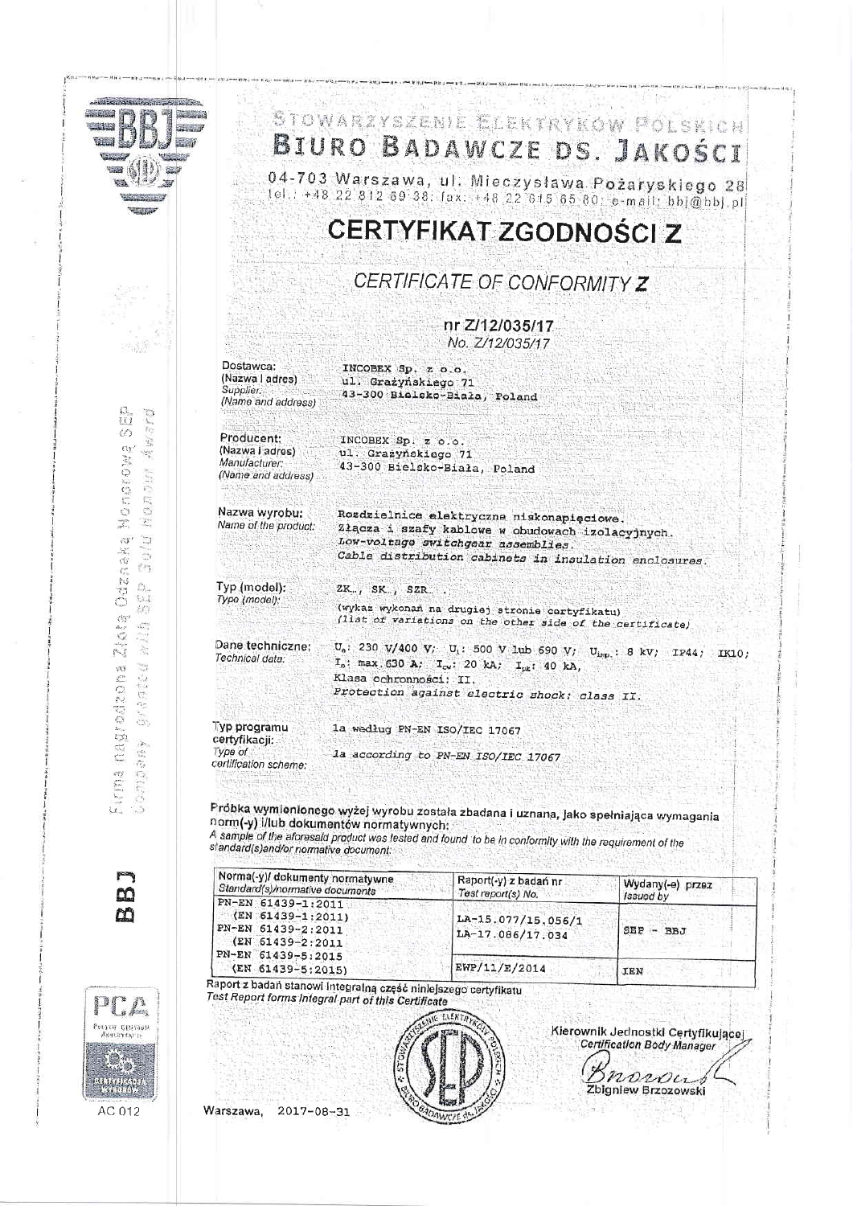STOWARZYSZENIE ELEKTRYKÓW POLSKICH

# BIURO BADAWCZE DS. JAKOŚCI

04-703 Warszawa, ul. Mieczysława Pożaryskiego 28
tel.: +48 22 812 69 38; fax: +48 22 615 65 80; e-mail: bbj@bbj.pl

# CERTYFIKAT ZGODNOŚCI Z

## *CERTIFICATE OF CONFORMITY Z*

### nr Z/12/035/17
*No. Z/12/035/17*

| | |
|---|---|
| Dostawca: (Nazwa i adres) *Supplier: (Name and address)* | INCOBEX Sp. z o.o. ul. Grażyńskiego 71 43-300 Bielsko-Biała, Poland |
| Producent: (Nazwa i adres) *Manufacturer: (Name and address)* | INCOBEX Sp. z o.o. ul. Grażyńskiego 71 43-300 Bielsko-Biała, Poland |
| Nazwa wyrobu: *Name of the product:* | Rozdzielnice elektryczne niskonapięciowe. Złącza i szafy kablowe w obudowach izolacyjnych. *Low-voltage switchgear assemblies. Cable distribution cabinets in insulation enclosures.* |
| Typ (model): *Type (model):* | ZK.., SK.., SZR.. . (wykaz wykonań na drugiej stronie certyfikatu) *(list of variations on the other side of the certificate)* |
| Dane techniczne: *Technical data:* | $U_e$: 230 V/400 V; $U_i$: 500 V lub 690 V; $U_{imp}$: 8 kV; IP44; IK10; $I_n$: max 630 A; $I_{cw}$: 20 kA; $I_{pk}$: 40 kA, Klasa ochronności: II. *Protection against electric shock: class II.* |
| Typ programu certyfikacji: *Type of certification scheme:* | 1a według PN-EN ISO/IEC 17067 *1a according to PN-EN ISO/IEC 17067* |

**Próbka wymienionego wyżej wyrobu została zbadana i uznana, jako spełniająca wymagania norm(-y) i/lub dokumentów normatywnych:**
*A sample of the aforesaid product was tested and found to be in conformity with the requirement of the standard(s)and/or normative document:*

| Norma(-y)/ dokumenty normatywne *Standard(s)/normative documents* | Raport(-y) z badań nr *Test report(s) No.* | Wydany(-e) przez *Issued by* |
|---|---|---|
| PN-EN 61439-1:2011 (EN 61439-1:2011) PN-EN 61439-2:2011 (EN 61439-2:2011 | LA-15.077/15.056/1 LA-17.086/17.034 | SEP - BBJ |
| PN-EN 61439-5:2015 (EN 61439-5:2015) | EWP/11/E/2014 | IEN |

Raport z badań stanowi integralną część niniejszego certyfikatu
*Test Report forms integral part of this Certificate*

Kierownik Jednostki Certyfikującej
*Certification Body Manager*

Zbigniew Brzozowski

Warszawa, 2017-08-31

Firma nagrodzona Złotą Odznaką Honorową SEP
*Company granted with SEP Gold Honour Award*

AC 012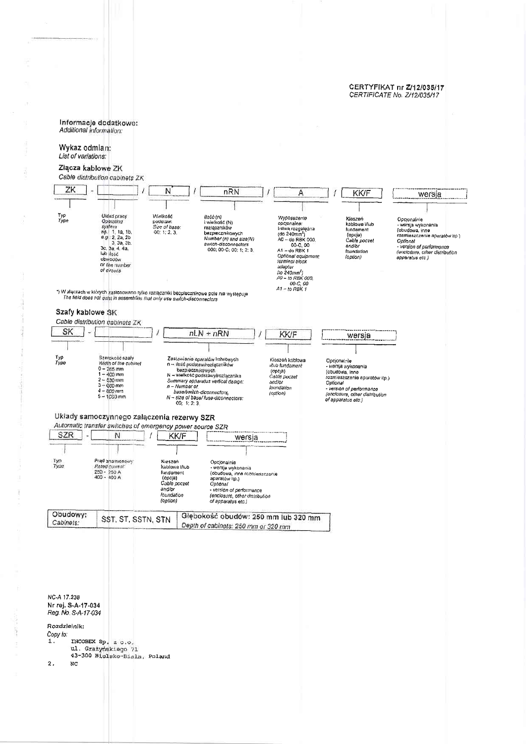**CERTYFIKAT nr Z/12/035/17**
*CERTIFICATE No. Z/12/035/17*

## Informacje dodatkowe:
*Additional information:*

### Wykaz odmian:
*List of variations:*

### Złącza kablowe ZK
*Cable distribution cabinets ZK*

| ZK | - | | / | N | / | nRN | / | A | / | KK/F | | wersja |
|---|---|---|---|---|---|---|---|---|---|---|---|---|
| Typ *Type* | | Układ pracy *Operating system* np.: 1, 1a, 1b, *e.g.* 2, 2a, 2b, 3, 3a, 3b, 3c, 3e, 4, 4a, lub ilość obwodów *or the number of circuits* | | Wielkość podstaw: *Size of base:* 00; 1; 2; 3. | | Ilość (n) i wielkość (N) rozłączników bezpiecznikowych *Number (n) and size(N) switch-disconnectors* 000; 00-C; 00; 1; 2; 3. | | Wyposażenie opcjonalne: listwa rozgałęźna (do 240mm²) A0 – do RBK 000, 00-C, 00 A1 – do RBK 1 *Optional equipment: terminal block adapter (to 240mm²) A0 – to RBK 000, 00-C, 00 A1 – to RBK 1* | | Kieszeń kablowa i/lub fundament (opcja) *Cable pocket and/or foundation (option)* | | Opcjonalnie - wersja wykonania (obudowa, inne rozmieszczenie aparatów itp.) *Optional - version of performance (enclosure, other distribution apparatus etc.)* |

*) W złączach w których zastosowano tylko rozłączniki bezpiecznikowe pole nie występuje
*The field does not exist in assemblies that only use switch-disconnectors*

### Szafy kablowe SK
*Cable distribution cabinets ZK*

| SK | - | | / | nLN + nRN | / | KK/F | | wersja |
|---|---|---|---|---|---|---|---|---|
| Typ *Type* | | Szerokość szafy *Width of the cabinet* 0 – 265 mm 1 – 400 mm 2 – 530 mm 3 – 680 mm 4 – 800 mm 5 – 1060 mm | | Zestawienie aparatów listwowych n – ilość podstaw/rozłączników bezpiecznikowych N – wielkość podstawy/rozłącznika *Summary apparatus vertical design: n – Number of base/switch-diconnectors, N – size of base/fuse-diconnectors:* 00; 1; 2; 3. | | Kieszeń kablowa i/lub fundament (opcja) *Cable pocket and/or foundation (option)* | | Opcjonalnie - wersja wykonania (obudowa, inne rozmieszczenie aparatów itp.) *Optional - version of performance (enclosure, other distribution of apparatus etc.)* |

### Układy samoczynnego załączenia rezerwy SZR
*Automatic transfer switches of emergency power source SZR*

| SZR | - | N | / | KK/F | | wersja |
|---|---|---|---|---|---|---|
| Typ *Type* | | Prąd znamionowy *Rated current* 250 - 250 A 400 - 400 A | | Kieszeń kablowa i/lub fundament (opcja) *Cable pocket and/or foundation (option)* | | Opcjonalnie - wersja wykonania (obudowa, inne rozmieszczenie aparatów itp.) *Optional - version of performance (enclosure, other distribution of apparatus etc.)* |

| Obudowy: *Cabinets:* | SST, ST, SSTN, STN | Głębokość obudów: 250 mm lub 320 mm *Depth of cabinets: 250 mm or 320 mm* |
|---|---|---|

NC-A 17.238
Nr rej. S-A-17-034
*Reg. No. S-A-17-034*

**Rozdzielnik:**
*Copy to:*
1. INCOBEX Sp. z o.o.
   ul. Grażyńskiego 71
   43-300 Bielsko-Biała, Poland
2. NC